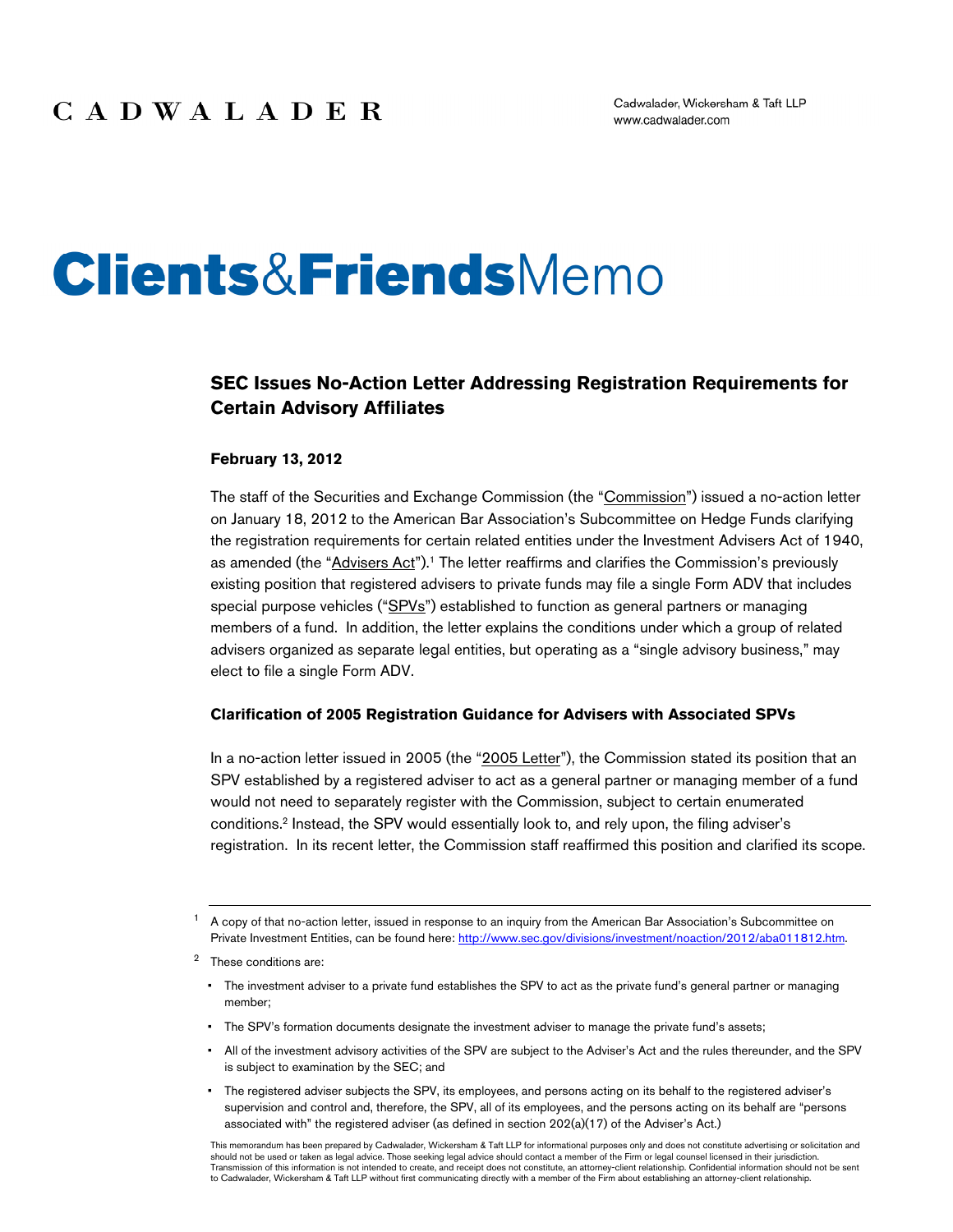CADWALADER

Cadwalader, Wickersham & Taft LLP
www.cadwalader.com

# Clients&FriendsMemo

## SEC Issues No-Action Letter Addressing Registration Requirements for Certain Advisory Affiliates

**February 13, 2012**

The staff of the Securities and Exchange Commission (the "Commission") issued a no-action letter on January 18, 2012 to the American Bar Association's Subcommittee on Hedge Funds clarifying the registration requirements for certain related entities under the Investment Advisers Act of 1940, as amended (the "Advisers Act").[1] The letter reaffirms and clarifies the Commission's previously existing position that registered advisers to private funds may file a single Form ADV that includes special purpose vehicles ("SPVs") established to function as general partners or managing members of a fund. In addition, the letter explains the conditions under which a group of related advisers organized as separate legal entities, but operating as a "single advisory business," may elect to file a single Form ADV.

### Clarification of 2005 Registration Guidance for Advisers with Associated SPVs

In a no-action letter issued in 2005 (the "2005 Letter"), the Commission stated its position that an SPV established by a registered adviser to act as a general partner or managing member of a fund would not need to separately register with the Commission, subject to certain enumerated conditions.[2] Instead, the SPV would essentially look to, and rely upon, the filing adviser's registration. In its recent letter, the Commission staff reaffirmed this position and clarified its scope.

---

[1] A copy of that no-action letter, issued in response to an inquiry from the American Bar Association's Subcommittee on Private Investment Entities, can be found here: http://www.sec.gov/divisions/investment/noaction/2012/aba011812.htm.

[2] These conditions are:

- The investment adviser to a private fund establishes the SPV to act as the private fund's general partner or managing member;
- The SPV's formation documents designate the investment adviser to manage the private fund's assets;
- All of the investment advisory activities of the SPV are subject to the Adviser's Act and the rules thereunder, and the SPV is subject to examination by the SEC; and
- The registered adviser subjects the SPV, its employees, and persons acting on its behalf to the registered adviser's supervision and control and, therefore, the SPV, all of its employees, and the persons acting on its behalf are "persons associated with" the registered adviser (as defined in section 202(a)(17) of the Adviser's Act.)

This memorandum has been prepared by Cadwalader, Wickersham & Taft LLP for informational purposes only and does not constitute advertising or solicitation and should not be used or taken as legal advice. Those seeking legal advice should contact a member of the Firm or legal counsel licensed in their jurisdiction. Transmission of this information is not intended to create, and receipt does not constitute, an attorney-client relationship. Confidential information should not be sent to Cadwalader, Wickersham & Taft LLP without first communicating directly with a member of the Firm about establishing an attorney-client relationship.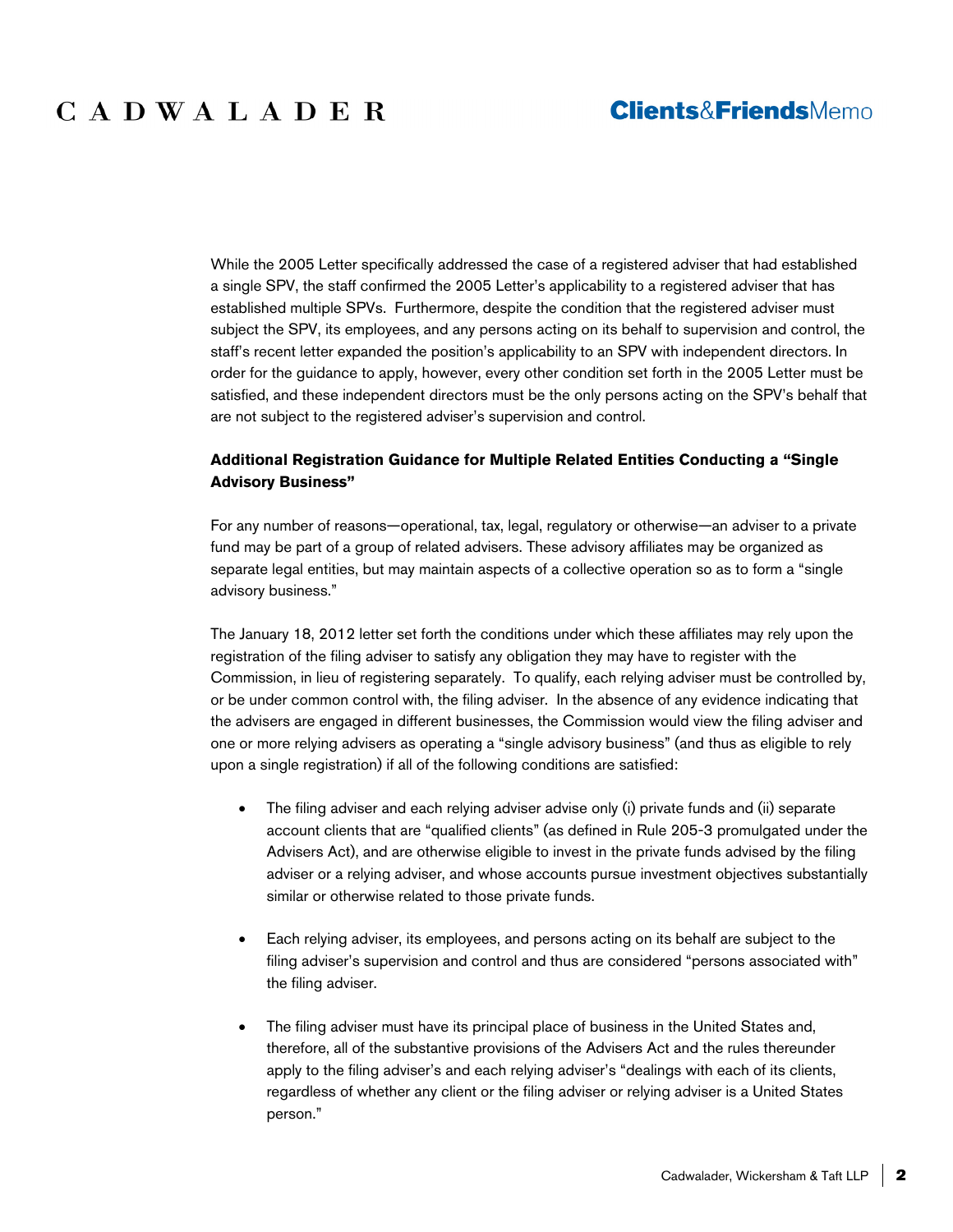While the 2005 Letter specifically addressed the case of a registered adviser that had established a single SPV, the staff confirmed the 2005 Letter's applicability to a registered adviser that has established multiple SPVs. Furthermore, despite the condition that the registered adviser must subject the SPV, its employees, and any persons acting on its behalf to supervision and control, the staff's recent letter expanded the position's applicability to an SPV with independent directors. In order for the guidance to apply, however, every other condition set forth in the 2005 Letter must be satisfied, and these independent directors must be the only persons acting on the SPV's behalf that are not subject to the registered adviser's supervision and control.

**Additional Registration Guidance for Multiple Related Entities Conducting a "Single Advisory Business"**

For any number of reasons—operational, tax, legal, regulatory or otherwise—an adviser to a private fund may be part of a group of related advisers. These advisory affiliates may be organized as separate legal entities, but may maintain aspects of a collective operation so as to form a "single advisory business."

The January 18, 2012 letter set forth the conditions under which these affiliates may rely upon the registration of the filing adviser to satisfy any obligation they may have to register with the Commission, in lieu of registering separately. To qualify, each relying adviser must be controlled by, or be under common control with, the filing adviser. In the absence of any evidence indicating that the advisers are engaged in different businesses, the Commission would view the filing adviser and one or more relying advisers as operating a "single advisory business" (and thus as eligible to rely upon a single registration) if all of the following conditions are satisfied:

- The filing adviser and each relying adviser advise only (i) private funds and (ii) separate account clients that are "qualified clients" (as defined in Rule 205-3 promulgated under the Advisers Act), and are otherwise eligible to invest in the private funds advised by the filing adviser or a relying adviser, and whose accounts pursue investment objectives substantially similar or otherwise related to those private funds.

- Each relying adviser, its employees, and persons acting on its behalf are subject to the filing adviser's supervision and control and thus are considered "persons associated with" the filing adviser.

- The filing adviser must have its principal place of business in the United States and, therefore, all of the substantive provisions of the Advisers Act and the rules thereunder apply to the filing adviser's and each relying adviser's "dealings with each of its clients, regardless of whether any client or the filing adviser or relying adviser is a United States person."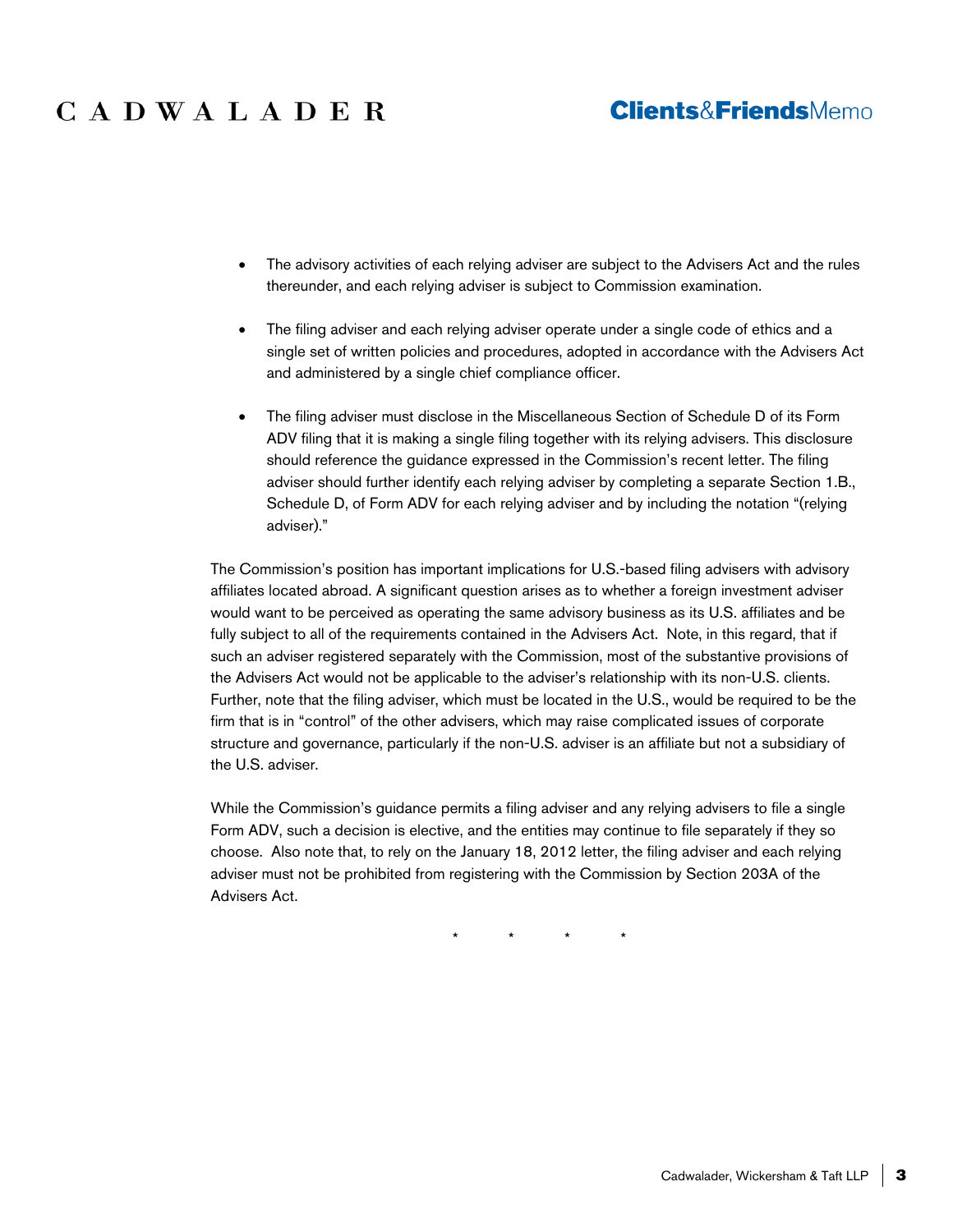- The advisory activities of each relying adviser are subject to the Advisers Act and the rules thereunder, and each relying adviser is subject to Commission examination.

- The filing adviser and each relying adviser operate under a single code of ethics and a single set of written policies and procedures, adopted in accordance with the Advisers Act and administered by a single chief compliance officer.

- The filing adviser must disclose in the Miscellaneous Section of Schedule D of its Form ADV filing that it is making a single filing together with its relying advisers. This disclosure should reference the guidance expressed in the Commission's recent letter. The filing adviser should further identify each relying adviser by completing a separate Section 1.B., Schedule D, of Form ADV for each relying adviser and by including the notation "(relying adviser)."

The Commission's position has important implications for U.S.-based filing advisers with advisory affiliates located abroad. A significant question arises as to whether a foreign investment adviser would want to be perceived as operating the same advisory business as its U.S. affiliates and be fully subject to all of the requirements contained in the Advisers Act. Note, in this regard, that if such an adviser registered separately with the Commission, most of the substantive provisions of the Advisers Act would not be applicable to the adviser's relationship with its non-U.S. clients. Further, note that the filing adviser, which must be located in the U.S., would be required to be the firm that is in "control" of the other advisers, which may raise complicated issues of corporate structure and governance, particularly if the non-U.S. adviser is an affiliate but not a subsidiary of the U.S. adviser.

While the Commission's guidance permits a filing adviser and any relying advisers to file a single Form ADV, such a decision is elective, and the entities may continue to file separately if they so choose. Also note that, to rely on the January 18, 2012 letter, the filing adviser and each relying adviser must not be prohibited from registering with the Commission by Section 203A of the Advisers Act.

\* \* \* \*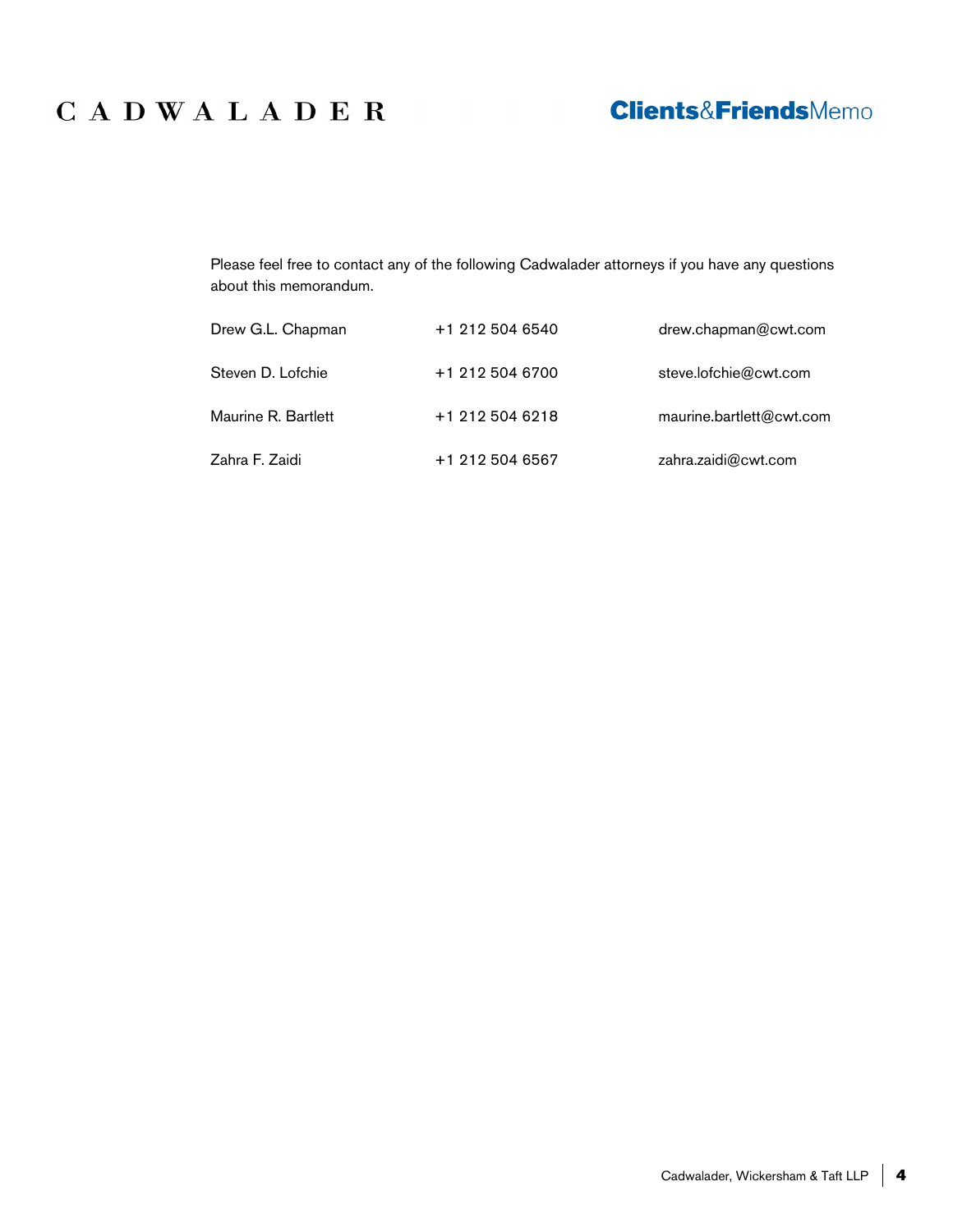Please feel free to contact any of the following Cadwalader attorneys if you have any questions about this memorandum.

| | | |
|---|---|---|
| Drew G.L. Chapman | +1 212 504 6540 | drew.chapman@cwt.com |
| Steven D. Lofchie | +1 212 504 6700 | steve.lofchie@cwt.com |
| Maurine R. Bartlett | +1 212 504 6218 | maurine.bartlett@cwt.com |
| Zahra F. Zaidi | +1 212 504 6567 | zahra.zaidi@cwt.com |